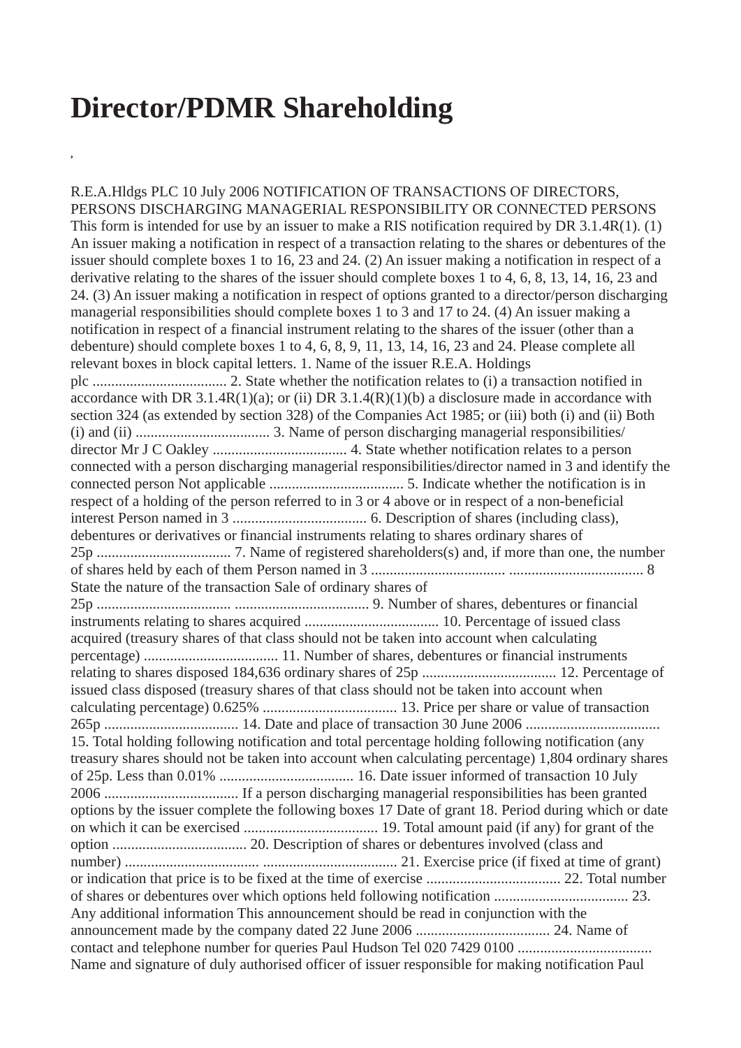# Director/PDMR Shareholding

,

R.E.A.Hldgs PLC 10 July 2006 NOTIFICATION OF TRANSACTIONS OF DIRECTORS, PERSONS DISCHARGING MANAGERIAL RESPONSIBILITY OR CONNECTED PERSONS This form is intended for use by an issuer to make a RIS notification required by DR 3.1.4R(1). (1) An issuer making a notification in respect of a transaction relating to the shares or debentures of the issuer should complete boxes 1 to 16, 23 and 24. (2) An issuer making a notification in respect of a derivative relating to the shares of the issuer should complete boxes 1 to 4, 6, 8, 13, 14, 16, 23 and 24. (3) An issuer making a notification in respect of options granted to a director/person discharging managerial responsibilities should complete boxes 1 to 3 and 17 to 24. (4) An issuer making a notification in respect of a financial instrument relating to the shares of the issuer (other than a debenture) should complete boxes 1 to 4, 6, 8, 9, 11, 13, 14, 16, 23 and 24. Please complete all relevant boxes in block capital letters. 1. Name of the issuer R.E.A. Holdings plc .................................... 2. State whether the notification relates to (i) a transaction notified in accordance with DR 3.1.4R(1)(a); or (ii) DR 3.1.4(R)(1)(b) a disclosure made in accordance with section 324 (as extended by section 328) of the Companies Act 1985; or (iii) both (i) and (ii) Both (i) and (ii) .................................... 3. Name of person discharging managerial responsibilities/ director Mr J C Oakley .................................... 4. State whether notification relates to a person connected with a person discharging managerial responsibilities/director named in 3 and identify the connected person Not applicable .................................... 5. Indicate whether the notification is in respect of a holding of the person referred to in 3 or 4 above or in respect of a non-beneficial interest Person named in 3 .................................... 6. Description of shares (including class), debentures or derivatives or financial instruments relating to shares ordinary shares of 25p .................................... 7. Name of registered shareholders(s) and, if more than one, the number of shares held by each of them Person named in 3 .................................... .................................... 8 State the nature of the transaction Sale of ordinary shares of 25p .................................... .................................... 9. Number of shares, debentures or financial instruments relating to shares acquired .................................... 10. Percentage of issued class acquired (treasury shares of that class should not be taken into account when calculating percentage) .................................... 11. Number of shares, debentures or financial instruments relating to shares disposed 184,636 ordinary shares of 25p .................................... 12. Percentage of issued class disposed (treasury shares of that class should not be taken into account when calculating percentage) 0.625% .................................... 13. Price per share or value of transaction 265p .................................... 14. Date and place of transaction 30 June 2006 .................................... 15. Total holding following notification and total percentage holding following notification (any treasury shares should not be taken into account when calculating percentage) 1,804 ordinary shares of 25p. Less than 0.01% .................................... 16. Date issuer informed of transaction 10 July 2006 .................................... If a person discharging managerial responsibilities has been granted options by the issuer complete the following boxes 17 Date of grant 18. Period during which or date on which it can be exercised .................................... 19. Total amount paid (if any) for grant of the option .................................... 20. Description of shares or debentures involved (class and number) .................................... .................................... 21. Exercise price (if fixed at time of grant) or indication that price is to be fixed at the time of exercise .................................... 22. Total number of shares or debentures over which options held following notification .................................... 23. Any additional information This announcement should be read in conjunction with the announcement made by the company dated 22 June 2006 .................................... 24. Name of contact and telephone number for queries Paul Hudson Tel 020 7429 0100 .................................... Name and signature of duly authorised officer of issuer responsible for making notification Paul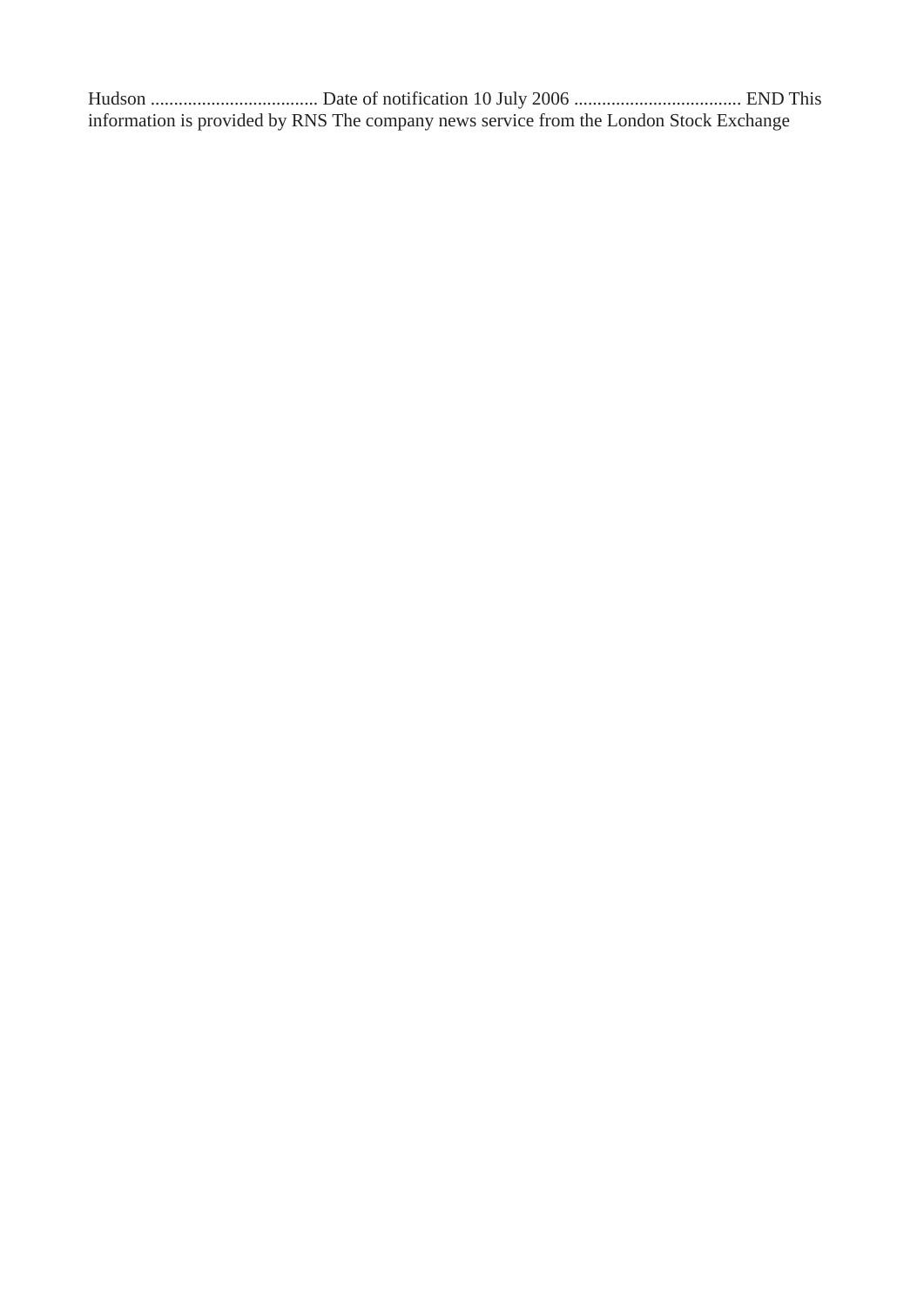Hudson .................................... Date of notification 10 July 2006 .................................... END This information is provided by RNS The company news service from the London Stock Exchange